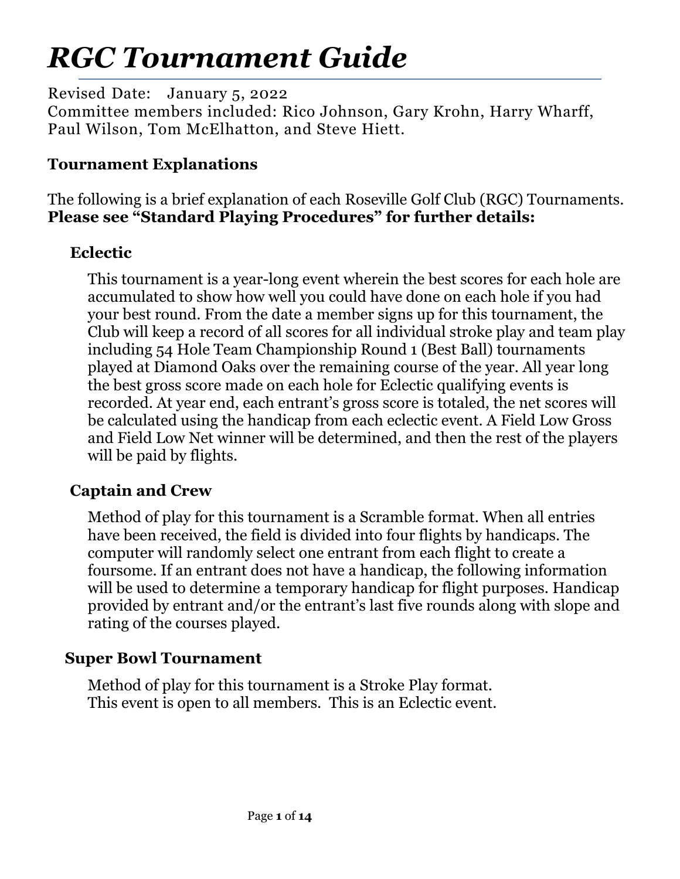# *RGC Tournament Guide*

Revised Date: January 5, 2022
Committee members included: Rico Johnson, Gary Krohn, Harry Wharff, Paul Wilson, Tom McElhatton, and Steve Hiett.

## Tournament Explanations

The following is a brief explanation of each Roseville Golf Club (RGC) Tournaments. **Please see "Standard Playing Procedures" for further details:**

### Eclectic

This tournament is a year-long event wherein the best scores for each hole are accumulated to show how well you could have done on each hole if you had your best round. From the date a member signs up for this tournament, the Club will keep a record of all scores for all individual stroke play and team play including 54 Hole Team Championship Round 1 (Best Ball) tournaments played at Diamond Oaks over the remaining course of the year. All year long the best gross score made on each hole for Eclectic qualifying events is recorded. At year end, each entrant's gross score is totaled, the net scores will be calculated using the handicap from each eclectic event. A Field Low Gross and Field Low Net winner will be determined, and then the rest of the players will be paid by flights.

### Captain and Crew

Method of play for this tournament is a Scramble format. When all entries have been received, the field is divided into four flights by handicaps. The computer will randomly select one entrant from each flight to create a foursome. If an entrant does not have a handicap, the following information will be used to determine a temporary handicap for flight purposes. Handicap provided by entrant and/or the entrant's last five rounds along with slope and rating of the courses played.

### Super Bowl Tournament

Method of play for this tournament is a Stroke Play format.
This event is open to all members. This is an Eclectic event.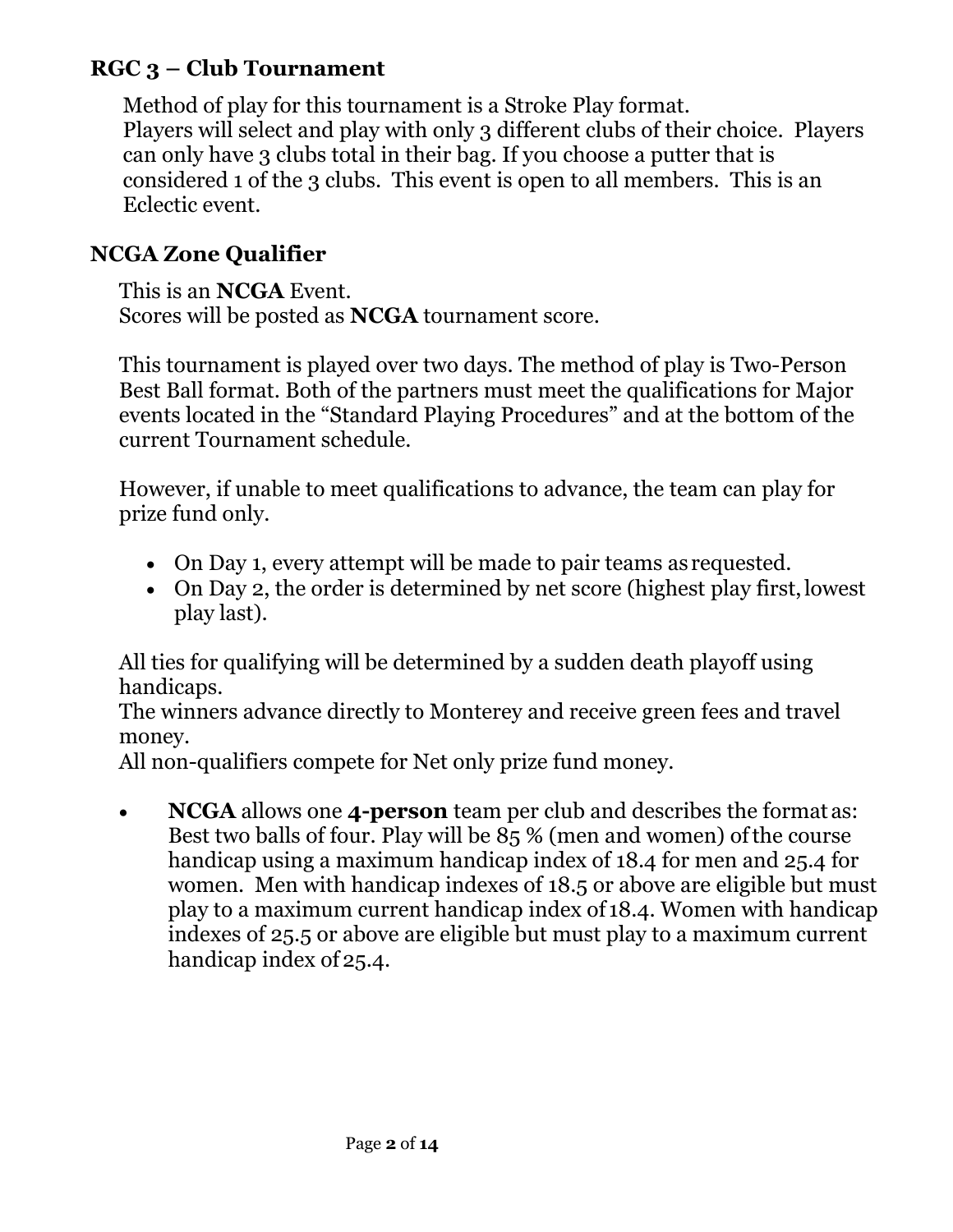## RGC 3 – Club Tournament

Method of play for this tournament is a Stroke Play format.
Players will select and play with only 3 different clubs of their choice. Players can only have 3 clubs total in their bag. If you choose a putter that is considered 1 of the 3 clubs. This event is open to all members. This is an Eclectic event.

## NCGA Zone Qualifier

This is an **NCGA** Event.
Scores will be posted as **NCGA** tournament score.

This tournament is played over two days. The method of play is Two-Person Best Ball format. Both of the partners must meet the qualifications for Major events located in the "Standard Playing Procedures" and at the bottom of the current Tournament schedule.

However, if unable to meet qualifications to advance, the team can play for prize fund only.

- On Day 1, every attempt will be made to pair teams as requested.
- On Day 2, the order is determined by net score (highest play first, lowest play last).

All ties for qualifying will be determined by a sudden death playoff using handicaps.
The winners advance directly to Monterey and receive green fees and travel money.
All non-qualifiers compete for Net only prize fund money.

- **NCGA** allows one **4-person** team per club and describes the format as: Best two balls of four. Play will be 85 % (men and women) of the course handicap using a maximum handicap index of 18.4 for men and 25.4 for women. Men with handicap indexes of 18.5 or above are eligible but must play to a maximum current handicap index of 18.4. Women with handicap indexes of 25.5 or above are eligible but must play to a maximum current handicap index of 25.4.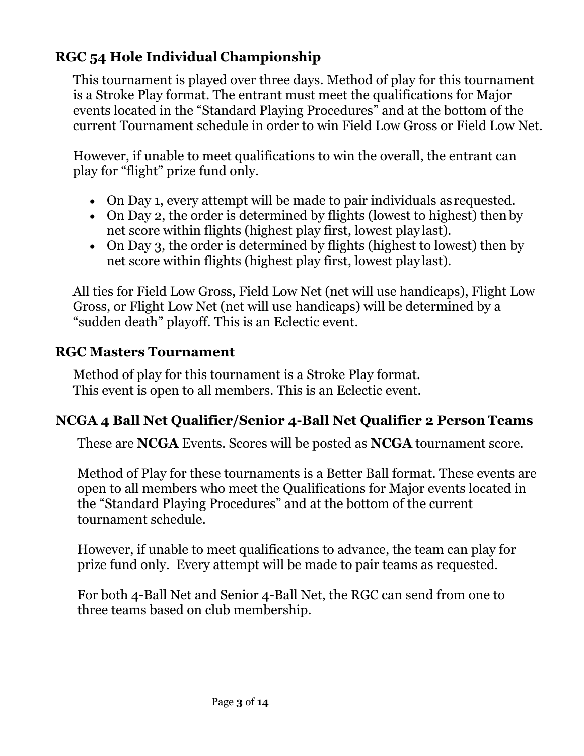## RGC 54 Hole Individual Championship

This tournament is played over three days. Method of play for this tournament is a Stroke Play format. The entrant must meet the qualifications for Major events located in the "Standard Playing Procedures" and at the bottom of the current Tournament schedule in order to win Field Low Gross or Field Low Net.

However, if unable to meet qualifications to win the overall, the entrant can play for "flight" prize fund only.

- On Day 1, every attempt will be made to pair individuals as requested.
- On Day 2, the order is determined by flights (lowest to highest) then by net score within flights (highest play first, lowest play last).
- On Day 3, the order is determined by flights (highest to lowest) then by net score within flights (highest play first, lowest play last).

All ties for Field Low Gross, Field Low Net (net will use handicaps), Flight Low Gross, or Flight Low Net (net will use handicaps) will be determined by a "sudden death" playoff. This is an Eclectic event.

## RGC Masters Tournament

Method of play for this tournament is a Stroke Play format.
This event is open to all members. This is an Eclectic event.

## NCGA 4 Ball Net Qualifier/Senior 4-Ball Net Qualifier 2 Person Teams

These are **NCGA** Events. Scores will be posted as **NCGA** tournament score.

Method of Play for these tournaments is a Better Ball format. These events are open to all members who meet the Qualifications for Major events located in the "Standard Playing Procedures" and at the bottom of the current tournament schedule.

However, if unable to meet qualifications to advance, the team can play for prize fund only. Every attempt will be made to pair teams as requested.

For both 4-Ball Net and Senior 4-Ball Net, the RGC can send from one to three teams based on club membership.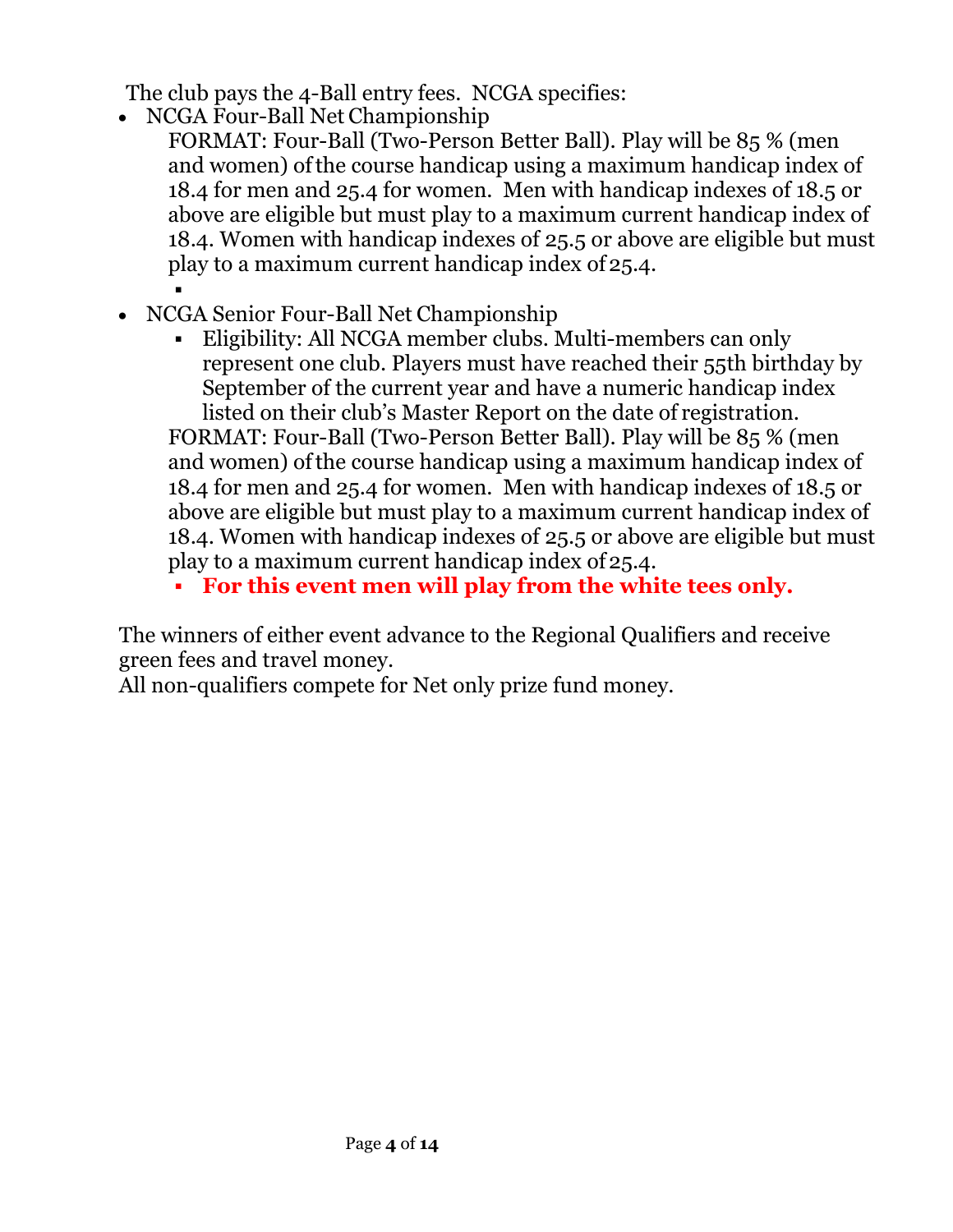The club pays the 4-Ball entry fees. NCGA specifies:

- NCGA Four-Ball Net Championship

  FORMAT: Four-Ball (Two-Person Better Ball). Play will be 85 % (men and women) of the course handicap using a maximum handicap index of 18.4 for men and 25.4 for women. Men with handicap indexes of 18.5 or above are eligible but must play to a maximum current handicap index of 18.4. Women with handicap indexes of 25.5 or above are eligible but must play to a maximum current handicap index of 25.4.

- NCGA Senior Four-Ball Net Championship
  - Eligibility: All NCGA member clubs. Multi-members can only represent one club. Players must have reached their 55th birthday by September of the current year and have a numeric handicap index listed on their club's Master Report on the date of registration.

  FORMAT: Four-Ball (Two-Person Better Ball). Play will be 85 % (men and women) of the course handicap using a maximum handicap index of 18.4 for men and 25.4 for women. Men with handicap indexes of 18.5 or above are eligible but must play to a maximum current handicap index of 18.4. Women with handicap indexes of 25.5 or above are eligible but must play to a maximum current handicap index of 25.4.

  - **For this event men will play from the white tees only.**

The winners of either event advance to the Regional Qualifiers and receive green fees and travel money.
All non-qualifiers compete for Net only prize fund money.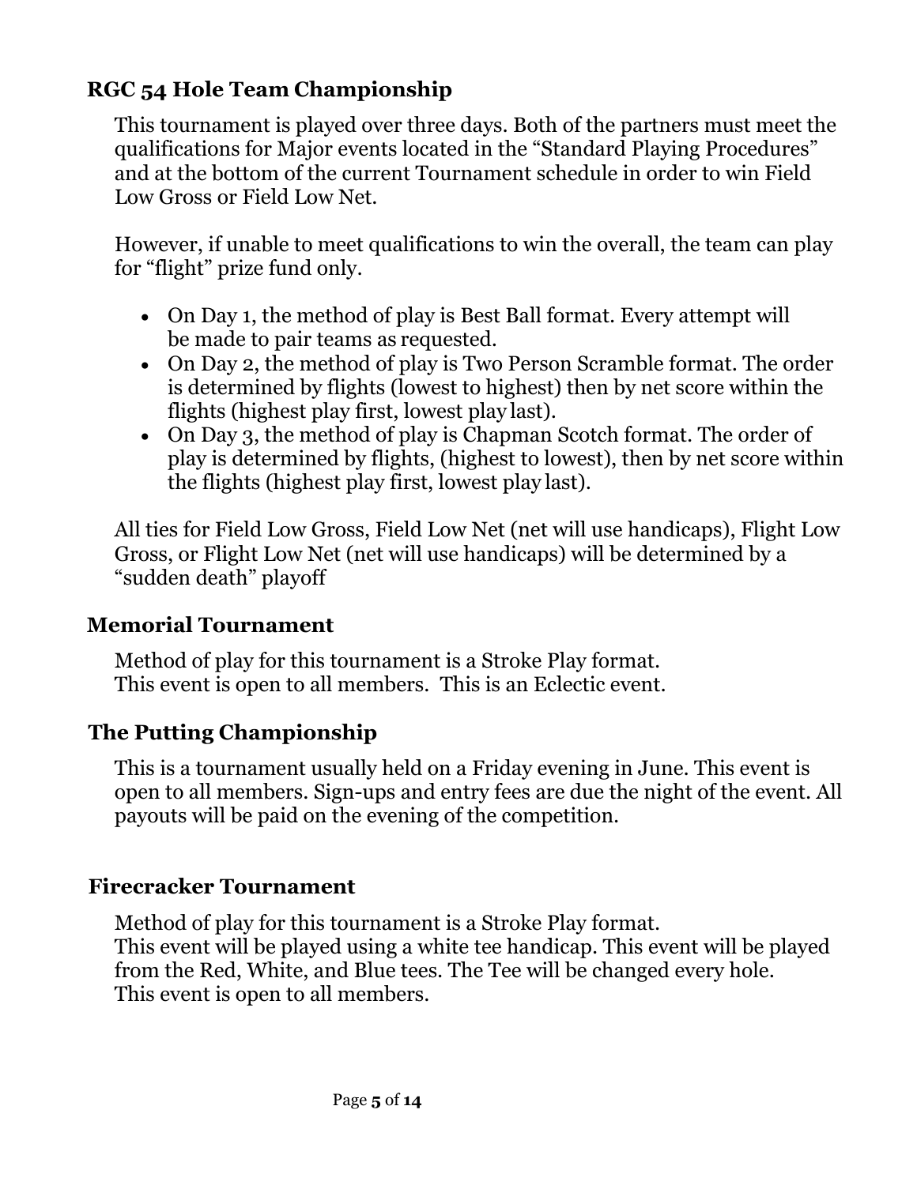## RGC 54 Hole Team Championship

This tournament is played over three days. Both of the partners must meet the qualifications for Major events located in the "Standard Playing Procedures" and at the bottom of the current Tournament schedule in order to win Field Low Gross or Field Low Net.

However, if unable to meet qualifications to win the overall, the team can play for "flight" prize fund only.

- On Day 1, the method of play is Best Ball format. Every attempt will be made to pair teams as requested.
- On Day 2, the method of play is Two Person Scramble format. The order is determined by flights (lowest to highest) then by net score within the flights (highest play first, lowest play last).
- On Day 3, the method of play is Chapman Scotch format. The order of play is determined by flights, (highest to lowest), then by net score within the flights (highest play first, lowest play last).

All ties for Field Low Gross, Field Low Net (net will use handicaps), Flight Low Gross, or Flight Low Net (net will use handicaps) will be determined by a "sudden death" playoff

## Memorial Tournament

Method of play for this tournament is a Stroke Play format.
This event is open to all members. This is an Eclectic event.

## The Putting Championship

This is a tournament usually held on a Friday evening in June. This event is open to all members. Sign-ups and entry fees are due the night of the event. All payouts will be paid on the evening of the competition.

## Firecracker Tournament

Method of play for this tournament is a Stroke Play format.
This event will be played using a white tee handicap. This event will be played from the Red, White, and Blue tees. The Tee will be changed every hole.
This event is open to all members.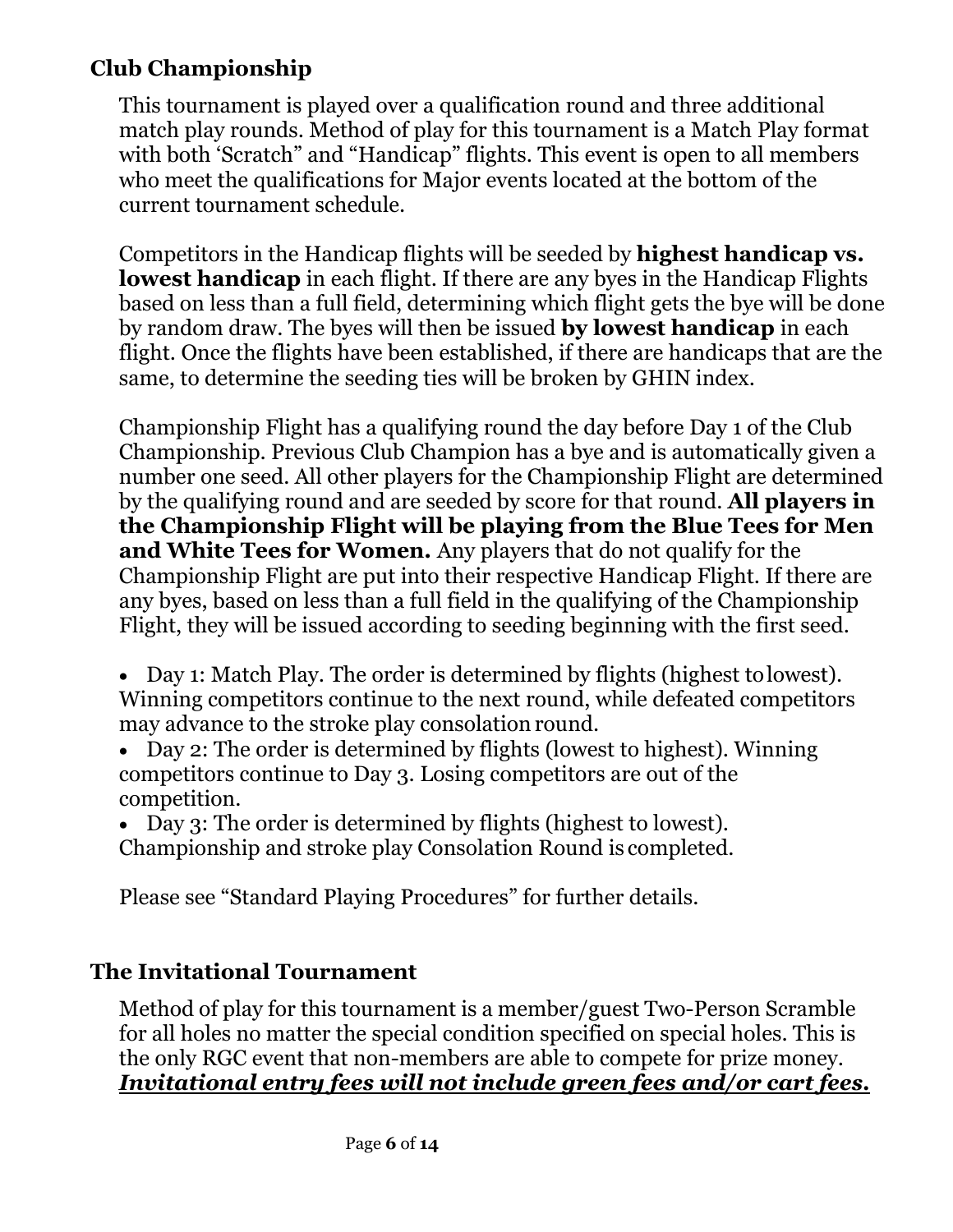## Club Championship

This tournament is played over a qualification round and three additional match play rounds. Method of play for this tournament is a Match Play format with both 'Scratch" and "Handicap" flights. This event is open to all members who meet the qualifications for Major events located at the bottom of the current tournament schedule.

Competitors in the Handicap flights will be seeded by **highest handicap vs. lowest handicap** in each flight. If there are any byes in the Handicap Flights based on less than a full field, determining which flight gets the bye will be done by random draw. The byes will then be issued **by lowest handicap** in each flight. Once the flights have been established, if there are handicaps that are the same, to determine the seeding ties will be broken by GHIN index.

Championship Flight has a qualifying round the day before Day 1 of the Club Championship. Previous Club Champion has a bye and is automatically given a number one seed. All other players for the Championship Flight are determined by the qualifying round and are seeded by score for that round. **All players in the Championship Flight will be playing from the Blue Tees for Men and White Tees for Women.** Any players that do not qualify for the Championship Flight are put into their respective Handicap Flight. If there are any byes, based on less than a full field in the qualifying of the Championship Flight, they will be issued according to seeding beginning with the first seed.

- Day 1: Match Play. The order is determined by flights (highest to lowest). Winning competitors continue to the next round, while defeated competitors may advance to the stroke play consolation round.
- Day 2: The order is determined by flights (lowest to highest). Winning competitors continue to Day 3. Losing competitors are out of the competition.
- Day 3: The order is determined by flights (highest to lowest). Championship and stroke play Consolation Round is completed.

Please see "Standard Playing Procedures" for further details.

## The Invitational Tournament

Method of play for this tournament is a member/guest Two-Person Scramble for all holes no matter the special condition specified on special holes. This is the only RGC event that non-members are able to compete for prize money. ***Invitational entry fees will not include green fees and/or cart fees.***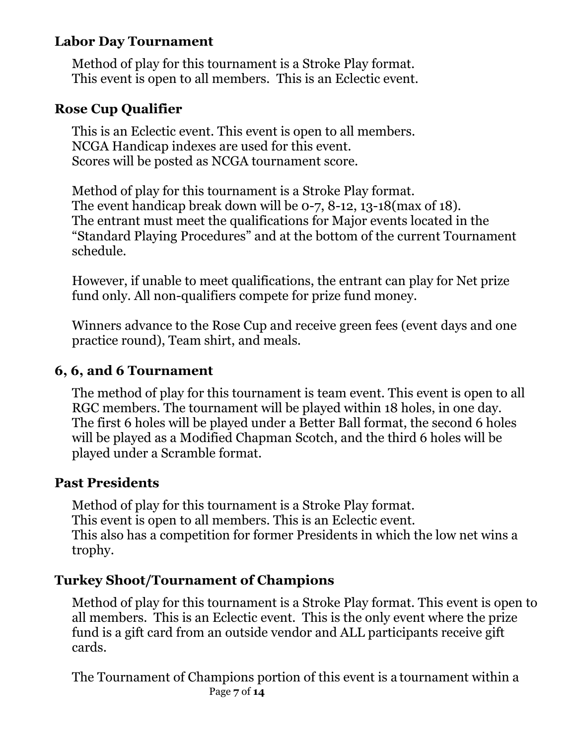## Labor Day Tournament

Method of play for this tournament is a Stroke Play format.
This event is open to all members. This is an Eclectic event.

## Rose Cup Qualifier

This is an Eclectic event. This event is open to all members.
NCGA Handicap indexes are used for this event.
Scores will be posted as NCGA tournament score.

Method of play for this tournament is a Stroke Play format.
The event handicap break down will be 0-7, 8-12, 13-18(max of 18).
The entrant must meet the qualifications for Major events located in the "Standard Playing Procedures" and at the bottom of the current Tournament schedule.

However, if unable to meet qualifications, the entrant can play for Net prize fund only. All non-qualifiers compete for prize fund money.

Winners advance to the Rose Cup and receive green fees (event days and one practice round), Team shirt, and meals.

## 6, 6, and 6 Tournament

The method of play for this tournament is team event. This event is open to all RGC members. The tournament will be played within 18 holes, in one day. The first 6 holes will be played under a Better Ball format, the second 6 holes will be played as a Modified Chapman Scotch, and the third 6 holes will be played under a Scramble format.

## Past Presidents

Method of play for this tournament is a Stroke Play format.
This event is open to all members. This is an Eclectic event.
This also has a competition for former Presidents in which the low net wins a trophy.

## Turkey Shoot/Tournament of Champions

Method of play for this tournament is a Stroke Play format. This event is open to all members. This is an Eclectic event. This is the only event where the prize fund is a gift card from an outside vendor and ALL participants receive gift cards.

The Tournament of Champions portion of this event is a tournament within a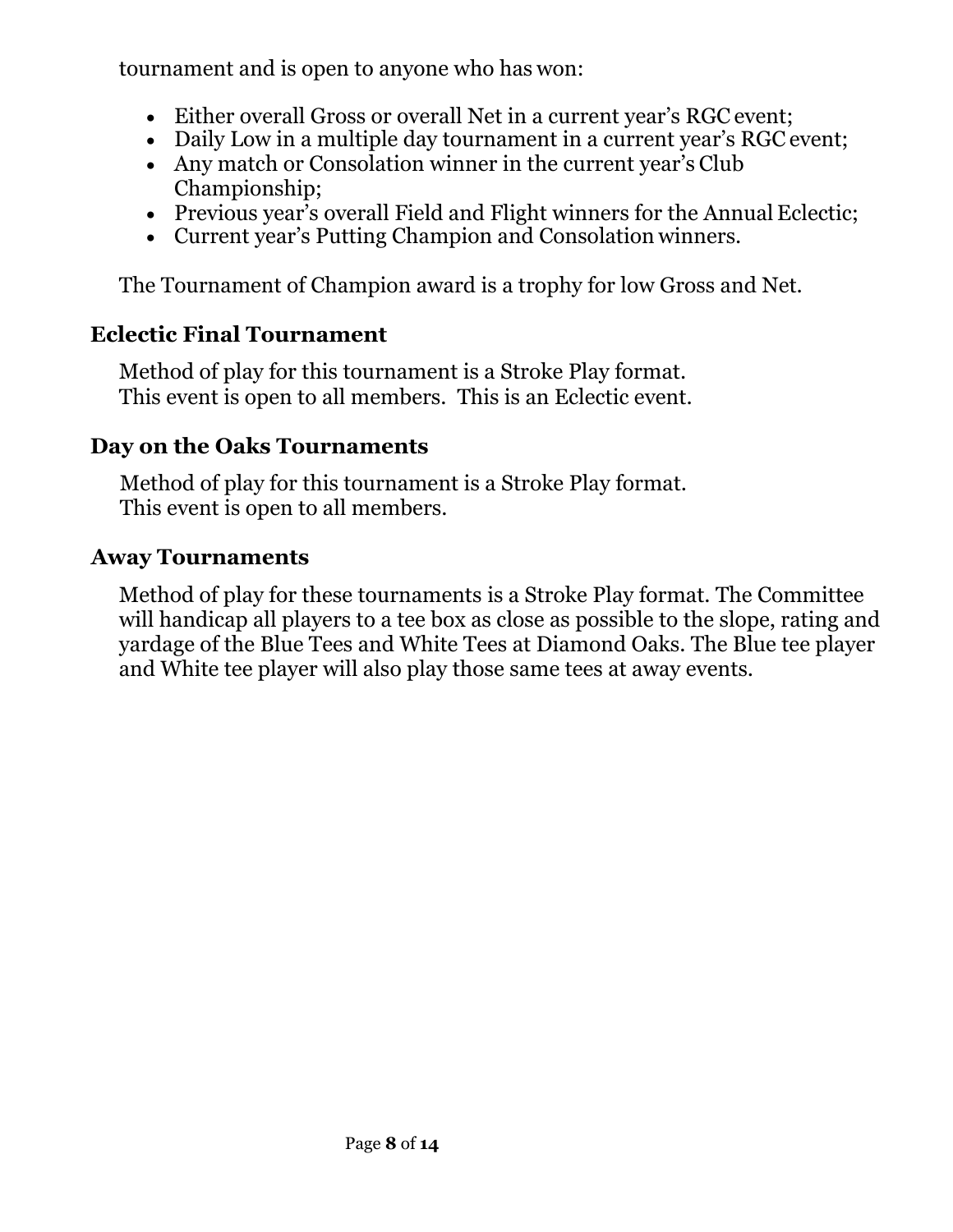tournament and is open to anyone who has won:

- Either overall Gross or overall Net in a current year's RGC event;
- Daily Low in a multiple day tournament in a current year's RGC event;
- Any match or Consolation winner in the current year's Club Championship;
- Previous year's overall Field and Flight winners for the Annual Eclectic;
- Current year's Putting Champion and Consolation winners.

The Tournament of Champion award is a trophy for low Gross and Net.

## Eclectic Final Tournament

Method of play for this tournament is a Stroke Play format.
This event is open to all members. This is an Eclectic event.

## Day on the Oaks Tournaments

Method of play for this tournament is a Stroke Play format.
This event is open to all members.

## Away Tournaments

Method of play for these tournaments is a Stroke Play format. The Committee will handicap all players to a tee box as close as possible to the slope, rating and yardage of the Blue Tees and White Tees at Diamond Oaks. The Blue tee player and White tee player will also play those same tees at away events.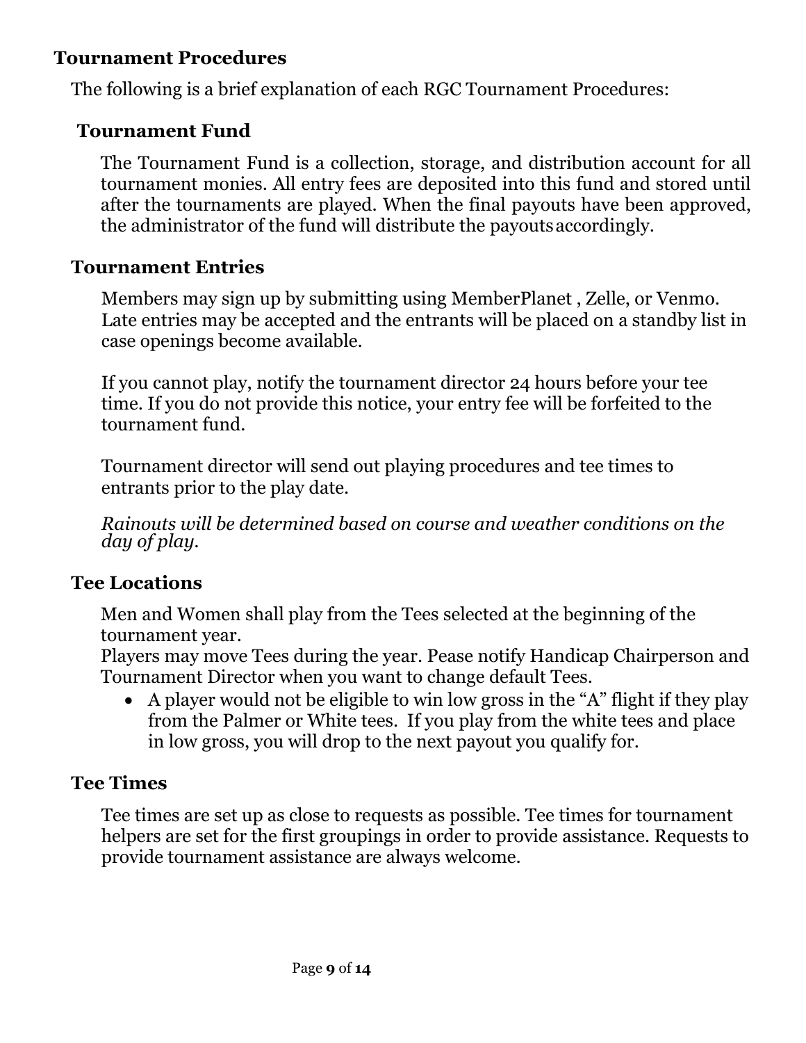## Tournament Procedures

The following is a brief explanation of each RGC Tournament Procedures:

### Tournament Fund

The Tournament Fund is a collection, storage, and distribution account for all tournament monies. All entry fees are deposited into this fund and stored until after the tournaments are played. When the final payouts have been approved, the administrator of the fund will distribute the payouts accordingly.

### Tournament Entries

Members may sign up by submitting using MemberPlanet , Zelle, or Venmo. Late entries may be accepted and the entrants will be placed on a standby list in case openings become available.

If you cannot play, notify the tournament director 24 hours before your tee time. If you do not provide this notice, your entry fee will be forfeited to the tournament fund.

Tournament director will send out playing procedures and tee times to entrants prior to the play date.

*Rainouts will be determined based on course and weather conditions on the day of play.*

### Tee Locations

Men and Women shall play from the Tees selected at the beginning of the tournament year.
Players may move Tees during the year. Pease notify Handicap Chairperson and Tournament Director when you want to change default Tees.

- A player would not be eligible to win low gross in the “A” flight if they play from the Palmer or White tees. If you play from the white tees and place in low gross, you will drop to the next payout you qualify for.

### Tee Times

Tee times are set up as close to requests as possible. Tee times for tournament helpers are set for the first groupings in order to provide assistance. Requests to provide tournament assistance are always welcome.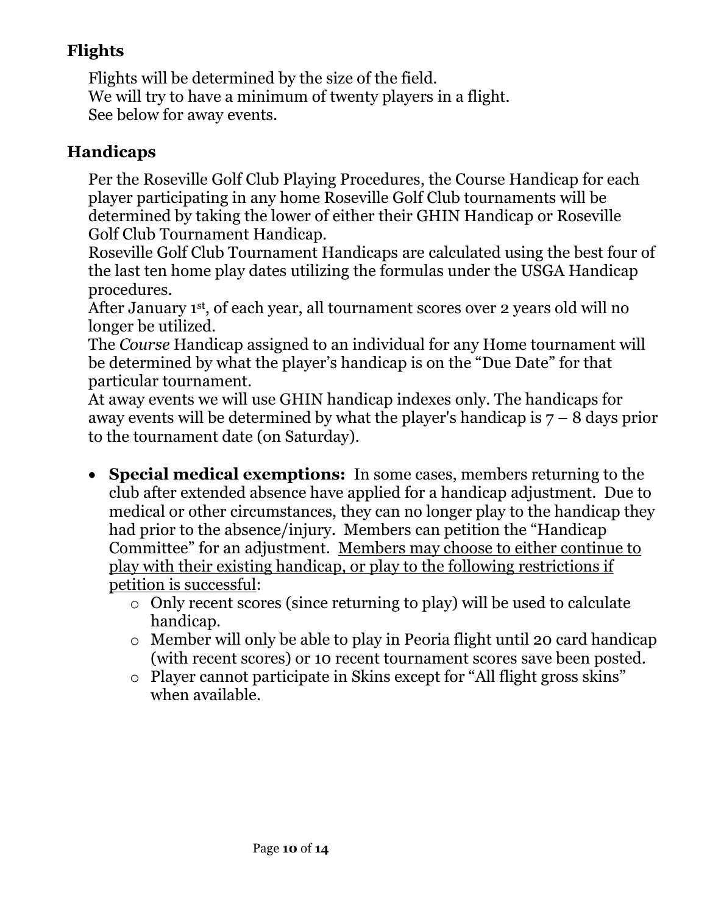## Flights

Flights will be determined by the size of the field.
We will try to have a minimum of twenty players in a flight.
See below for away events.

## Handicaps

Per the Roseville Golf Club Playing Procedures, the Course Handicap for each player participating in any home Roseville Golf Club tournaments will be determined by taking the lower of either their GHIN Handicap or Roseville Golf Club Tournament Handicap.
Roseville Golf Club Tournament Handicaps are calculated using the best four of the last ten home play dates utilizing the formulas under the USGA Handicap procedures.
After January 1st, of each year, all tournament scores over 2 years old will no longer be utilized.
The *Course* Handicap assigned to an individual for any Home tournament will be determined by what the player's handicap is on the "Due Date" for that particular tournament.
At away events we will use GHIN handicap indexes only. The handicaps for away events will be determined by what the player's handicap is 7 – 8 days prior to the tournament date (on Saturday).

- **Special medical exemptions:** In some cases, members returning to the club after extended absence have applied for a handicap adjustment. Due to medical or other circumstances, they can no longer play to the handicap they had prior to the absence/injury. Members can petition the "Handicap Committee" for an adjustment. <u>Members may choose to either continue to play with their existing handicap, or play to the following restrictions if petition is successful</u>:
  - Only recent scores (since returning to play) will be used to calculate handicap.
  - Member will only be able to play in Peoria flight until 20 card handicap (with recent scores) or 10 recent tournament scores save been posted.
  - Player cannot participate in Skins except for "All flight gross skins" when available.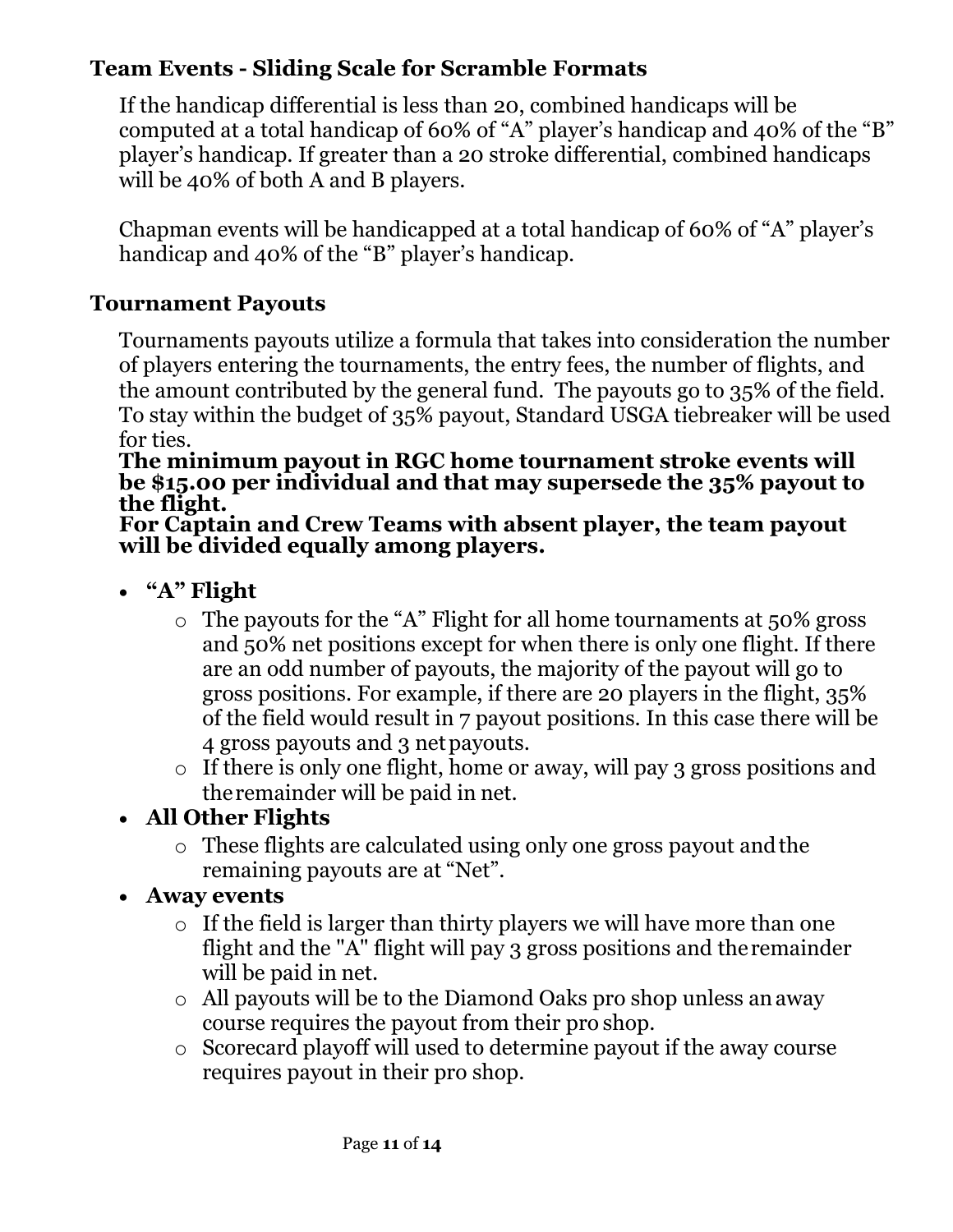## Team Events - Sliding Scale for Scramble Formats

If the handicap differential is less than 20, combined handicaps will be computed at a total handicap of 60% of "A" player's handicap and 40% of the "B" player's handicap. If greater than a 20 stroke differential, combined handicaps will be 40% of both A and B players.

Chapman events will be handicapped at a total handicap of 60% of "A" player's handicap and 40% of the "B" player's handicap.

## Tournament Payouts

Tournaments payouts utilize a formula that takes into consideration the number of players entering the tournaments, the entry fees, the number of flights, and the amount contributed by the general fund. The payouts go to 35% of the field. To stay within the budget of 35% payout, Standard USGA tiebreaker will be used for ties.

**The minimum payout in RGC home tournament stroke events will be $15.00 per individual and that may supersede the 35% payout to the flight.**

**For Captain and Crew Teams with absent player, the team payout will be divided equally among players.**

- **"A" Flight**
  - The payouts for the "A" Flight for all home tournaments at 50% gross and 50% net positions except for when there is only one flight. If there are an odd number of payouts, the majority of the payout will go to gross positions. For example, if there are 20 players in the flight, 35% of the field would result in 7 payout positions. In this case there will be 4 gross payouts and 3 net payouts.
  - If there is only one flight, home or away, will pay 3 gross positions and the remainder will be paid in net.
- **All Other Flights**
  - These flights are calculated using only one gross payout and the remaining payouts are at "Net".
- **Away events**
  - If the field is larger than thirty players we will have more than one flight and the "A" flight will pay 3 gross positions and the remainder will be paid in net.
  - All payouts will be to the Diamond Oaks pro shop unless an away course requires the payout from their pro shop.
  - Scorecard playoff will used to determine payout if the away course requires payout in their pro shop.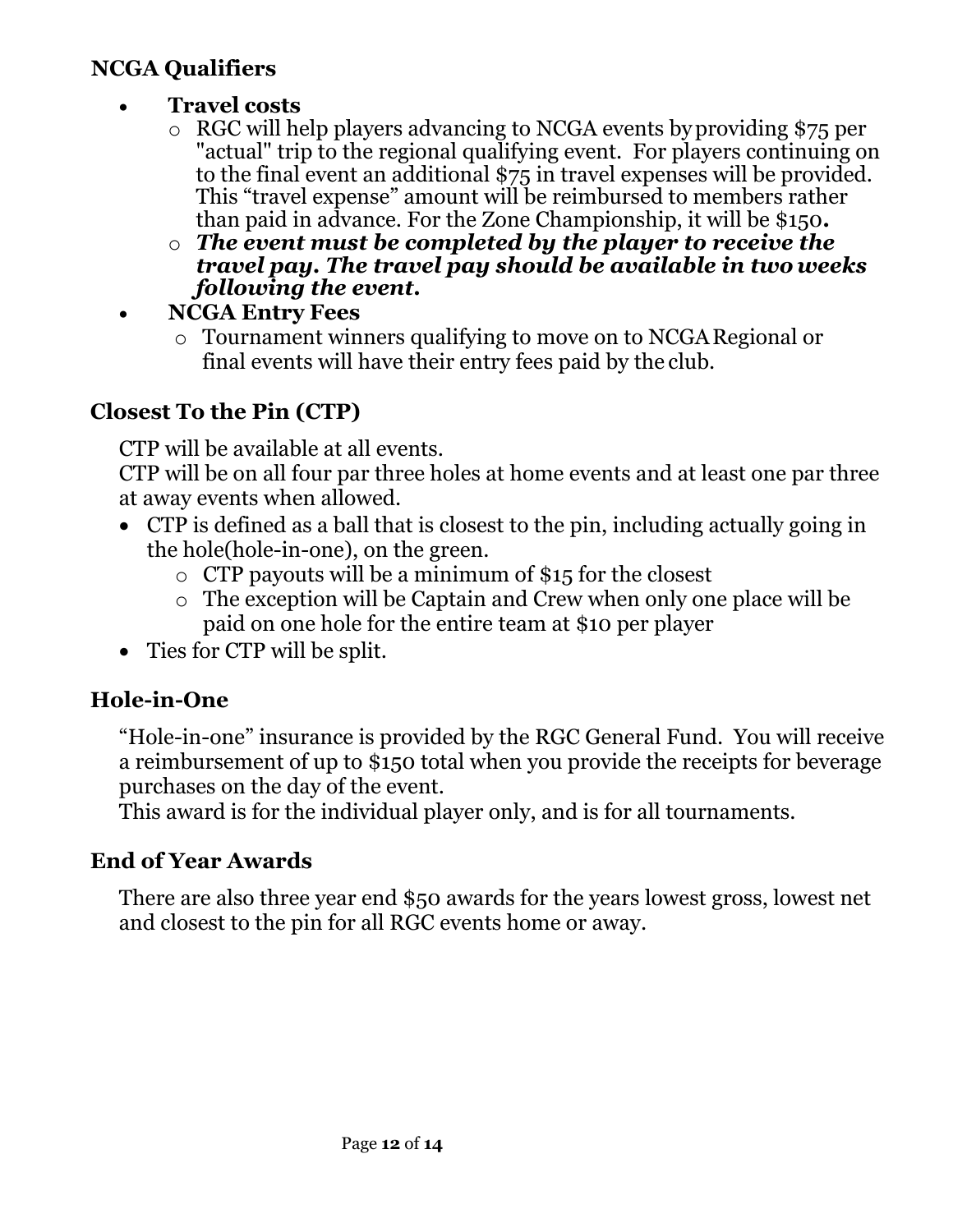## NCGA Qualifiers

- **Travel costs**
  - RGC will help players advancing to NCGA events by providing $75 per "actual" trip to the regional qualifying event. For players continuing on to the final event an additional $75 in travel expenses will be provided. This "travel expense" amount will be reimbursed to members rather than paid in advance. For the Zone Championship, it will be $150**.**
  - ***The event must be completed by the player to receive the travel pay. The travel pay should be available in two weeks following the event.***
- **NCGA Entry Fees**
  - Tournament winners qualifying to move on to NCGA Regional or final events will have their entry fees paid by the club.

## Closest To the Pin (CTP)

CTP will be available at all events.
CTP will be on all four par three holes at home events and at least one par three at away events when allowed.

- CTP is defined as a ball that is closest to the pin, including actually going in the hole(hole-in-one), on the green.
  - CTP payouts will be a minimum of $15 for the closest
  - The exception will be Captain and Crew when only one place will be paid on one hole for the entire team at $10 per player
- Ties for CTP will be split.

## Hole-in-One

"Hole-in-one" insurance is provided by the RGC General Fund. You will receive a reimbursement of up to $150 total when you provide the receipts for beverage purchases on the day of the event.
This award is for the individual player only, and is for all tournaments.

## End of Year Awards

There are also three year end $50 awards for the years lowest gross, lowest net and closest to the pin for all RGC events home or away.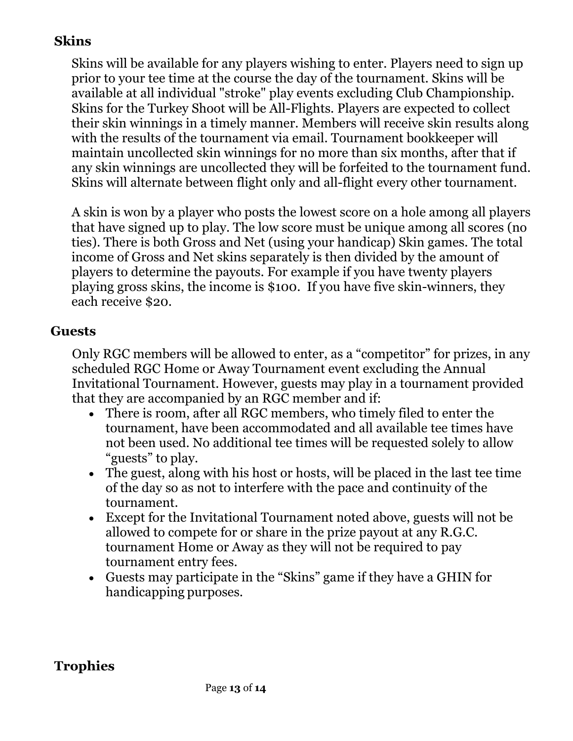## Skins

Skins will be available for any players wishing to enter. Players need to sign up prior to your tee time at the course the day of the tournament. Skins will be available at all individual "stroke" play events excluding Club Championship. Skins for the Turkey Shoot will be All-Flights. Players are expected to collect their skin winnings in a timely manner. Members will receive skin results along with the results of the tournament via email. Tournament bookkeeper will maintain uncollected skin winnings for no more than six months, after that if any skin winnings are uncollected they will be forfeited to the tournament fund. Skins will alternate between flight only and all-flight every other tournament.

A skin is won by a player who posts the lowest score on a hole among all players that have signed up to play. The low score must be unique among all scores (no ties). There is both Gross and Net (using your handicap) Skin games. The total income of Gross and Net skins separately is then divided by the amount of players to determine the payouts. For example if you have twenty players playing gross skins, the income is $100. If you have five skin-winners, they each receive $20.

## Guests

Only RGC members will be allowed to enter, as a “competitor” for prizes, in any scheduled RGC Home or Away Tournament event excluding the Annual Invitational Tournament. However, guests may play in a tournament provided that they are accompanied by an RGC member and if:

- There is room, after all RGC members, who timely filed to enter the tournament, have been accommodated and all available tee times have not been used. No additional tee times will be requested solely to allow “guests” to play.
- The guest, along with his host or hosts, will be placed in the last tee time of the day so as not to interfere with the pace and continuity of the tournament.
- Except for the Invitational Tournament noted above, guests will not be allowed to compete for or share in the prize payout at any R.G.C. tournament Home or Away as they will not be required to pay tournament entry fees.
- Guests may participate in the “Skins” game if they have a GHIN for handicapping purposes.

## Trophies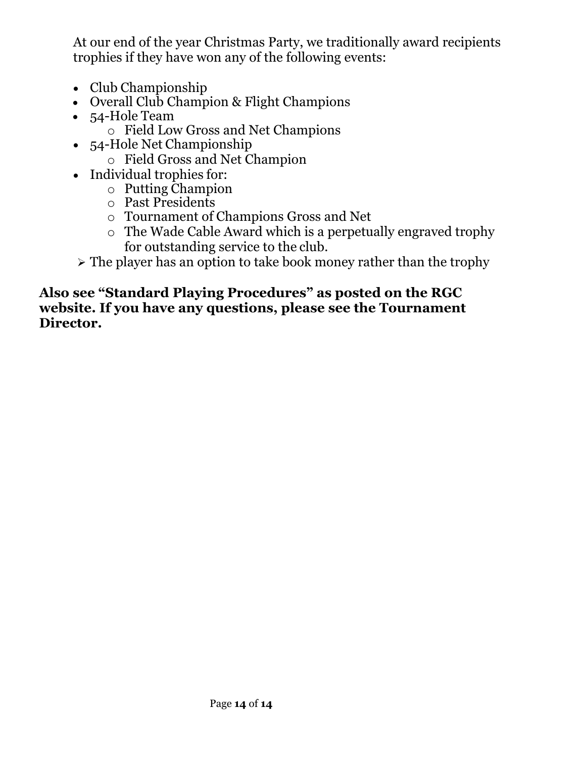At our end of the year Christmas Party, we traditionally award recipients trophies if they have won any of the following events:

- Club Championship
- Overall Club Champion & Flight Champions
- 54-Hole Team
  - Field Low Gross and Net Champions
- 54-Hole Net Championship
  - Field Gross and Net Champion
- Individual trophies for:
  - Putting Champion
  - Past Presidents
  - Tournament of Champions Gross and Net
  - The Wade Cable Award which is a perpetually engraved trophy for outstanding service to the club.

➢ The player has an option to take book money rather than the trophy

**Also see "Standard Playing Procedures" as posted on the RGC website. If you have any questions, please see the Tournament Director.**